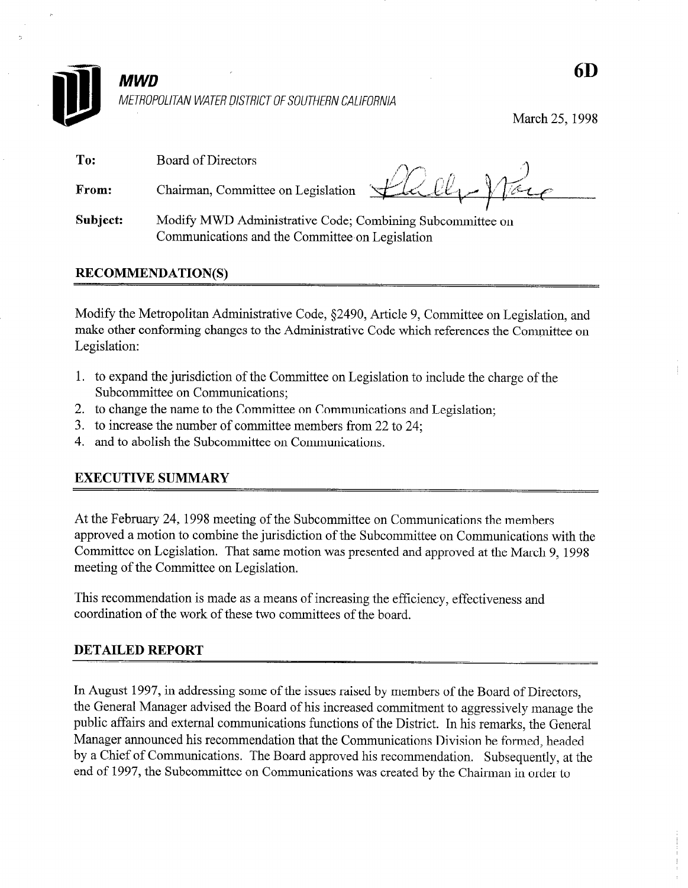**MWD**

METROPOLITAN WATER DISTRICT OF SOUTHERN CALIFORNIA

**6D**

March 25, 1998

**To:** Board of Directors

**From:** Chairman, Committee on Legislation

**Subject:** Modify MWD Administrative Code; Combining Subcommittee on Communications and the Committee on Legislation

## RECOMMENDATION(S)

Modify the Metropolitan Administrative Code, §2490, Article 9, Committee on Legislation, and make other conforming changes to the Administrative Code which references the Committee on Legislation:

1. to expand the jurisdiction of the Committee on Legislation to include the charge of the Subcommittee on Communications;
2. to change the name to the Committee on Communications and Legislation;
3. to increase the number of committee members from 22 to 24;
4. and to abolish the Subcommittee on Communications.

## EXECUTIVE SUMMARY

At the February 24, 1998 meeting of the Subcommittee on Communications the members approved a motion to combine the jurisdiction of the Subcommittee on Communications with the Committee on Legislation. That same motion was presented and approved at the March 9, 1998 meeting of the Committee on Legislation.

This recommendation is made as a means of increasing the efficiency, effectiveness and coordination of the work of these two committees of the board.

## DETAILED REPORT

In August 1997, in addressing some of the issues raised by members of the Board of Directors, the General Manager advised the Board of his increased commitment to aggressively manage the public affairs and external communications functions of the District. In his remarks, the General Manager announced his recommendation that the Communications Division be formed, headed by a Chief of Communications. The Board approved his recommendation. Subsequently, at the end of 1997, the Subcommittee on Communications was created by the Chairman in order to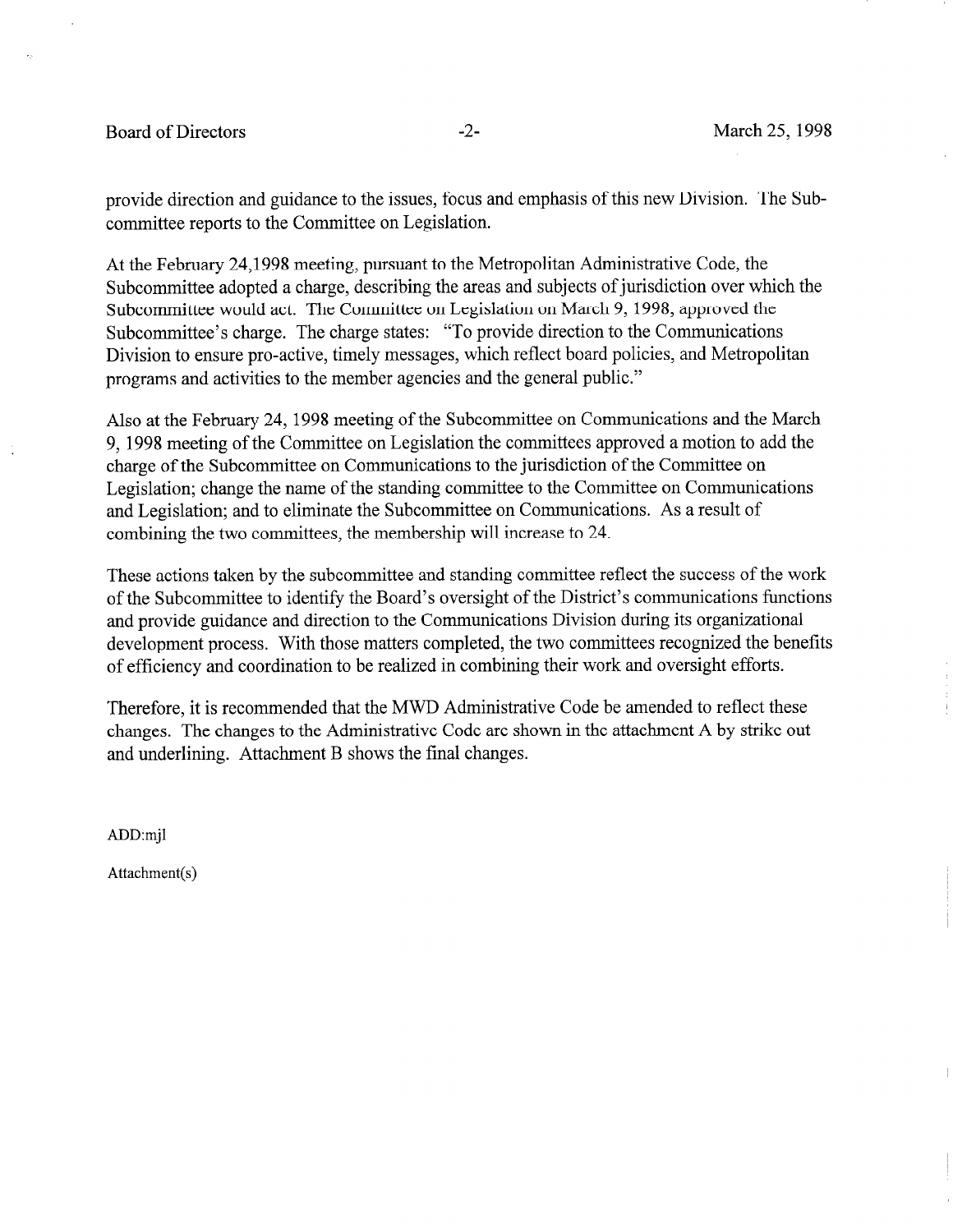provide direction and guidance to the issues, focus and emphasis of this new Division. The Sub-committee reports to the Committee on Legislation.

At the February 24,1998 meeting, pursuant to the Metropolitan Administrative Code, the Subcommittee adopted a charge, describing the areas and subjects of jurisdiction over which the Subcommittee would act. The Committee on Legislation on March 9, 1998, approved the Subcommittee's charge. The charge states: "To provide direction to the Communications Division to ensure pro-active, timely messages, which reflect board policies, and Metropolitan programs and activities to the member agencies and the general public."

Also at the February 24, 1998 meeting of the Subcommittee on Communications and the March 9, 1998 meeting of the Committee on Legislation the committees approved a motion to add the charge of the Subcommittee on Communications to the jurisdiction of the Committee on Legislation; change the name of the standing committee to the Committee on Communications and Legislation; and to eliminate the Subcommittee on Communications. As a result of combining the two committees, the membership will increase to 24.

These actions taken by the subcommittee and standing committee reflect the success of the work of the Subcommittee to identify the Board's oversight of the District's communications functions and provide guidance and direction to the Communications Division during its organizational development process. With those matters completed, the two committees recognized the benefits of efficiency and coordination to be realized in combining their work and oversight efforts.

Therefore, it is recommended that the MWD Administrative Code be amended to reflect these changes. The changes to the Administrative Code are shown in the attachment A by strike out and underlining. Attachment B shows the final changes.

ADD:mjl

Attachment(s)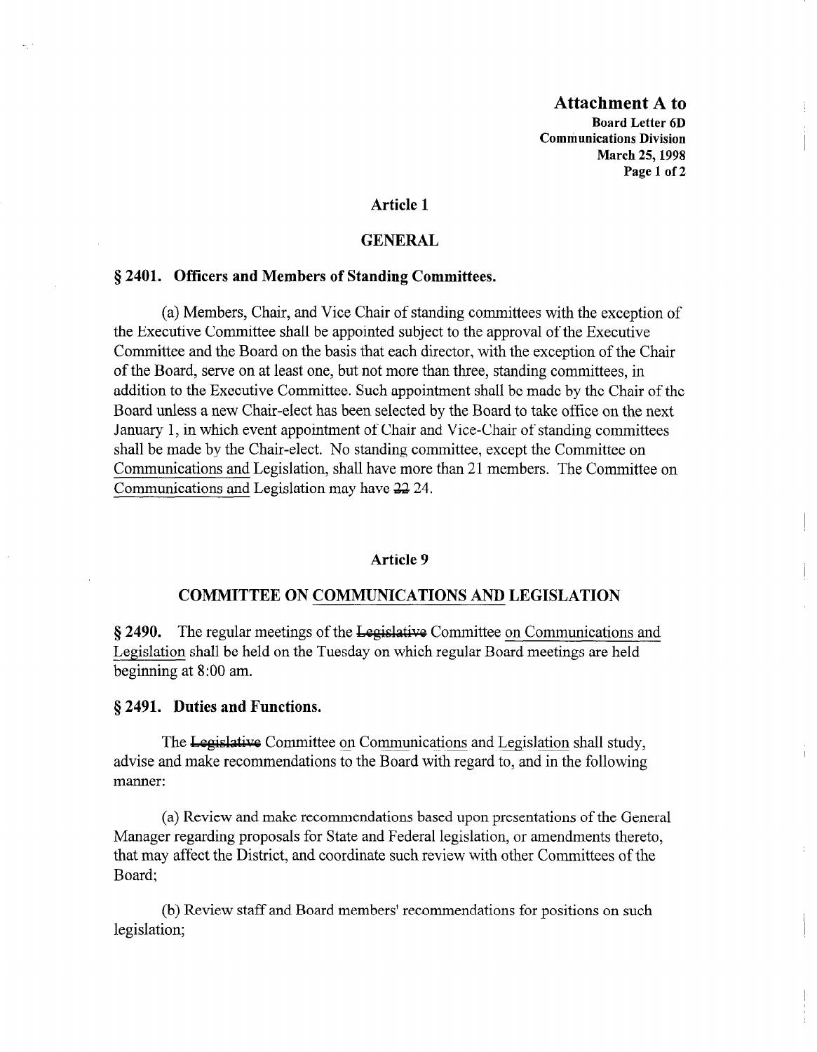**Attachment A to**
**Board Letter 6D**
**Communications Division**
**March 25, 1998**

## Article 1

## GENERAL

### § 2401. Officers and Members of Standing Committees.

(a) Members, Chair, and Vice Chair of standing committees with the exception of the Executive Committee shall be appointed subject to the approval of the Executive Committee and the Board on the basis that each director, with the exception of the Chair of the Board, serve on at least one, but not more than three, standing committees, in addition to the Executive Committee. Such appointment shall be made by the Chair of the Board unless a new Chair-elect has been selected by the Board to take office on the next January 1, in which event appointment of Chair and Vice-Chair of standing committees shall be made by the Chair-elect. No standing committee, except the Committee on <u>Communications and</u> Legislation, shall have more than 21 members. The Committee on <u>Communications and</u> Legislation may have ~~22~~ 24.

## Article 9

## COMMITTEE ON <u>COMMUNICATIONS AND</u> LEGISLATION

**§ 2490.** The regular meetings of the ~~Legislative~~ Committee <u>on Communications and Legislation</u> shall be held on the Tuesday on which regular Board meetings are held beginning at 8:00 am.

### § 2491. Duties and Functions.

The ~~Legislative~~ Committee <u>on Communications and Legislation</u> shall study, advise and make recommendations to the Board with regard to, and in the following manner:

(a) Review and make recommendations based upon presentations of the General Manager regarding proposals for State and Federal legislation, or amendments thereto, that may affect the District, and coordinate such review with other Committees of the Board;

(b) Review staff and Board members' recommendations for positions on such legislation;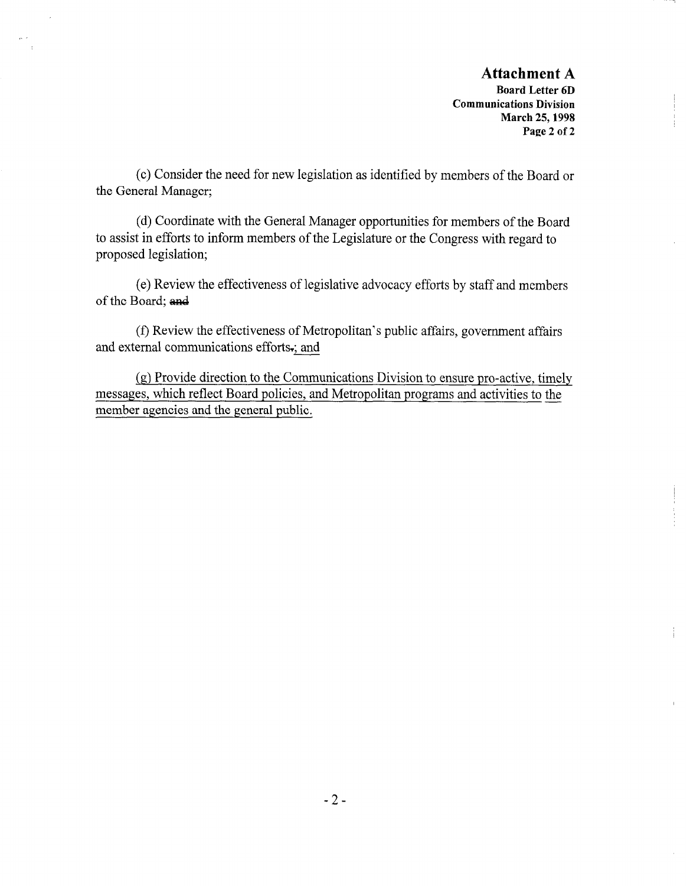(c) Consider the need for new legislation as identified by members of the Board or the General Manager;

(d) Coordinate with the General Manager opportunities for members of the Board to assist in efforts to inform members of the Legislature or the Congress with regard to proposed legislation;

(e) Review the effectiveness of legislative advocacy efforts by staff and members of the Board; ~~and~~

(f) Review the effectiveness of Metropolitan's public affairs, government affairs and external communications efforts~~.~~<u>; and</u>

<u>(g) Provide direction to the Communications Division to ensure pro-active, timely messages, which reflect Board policies, and Metropolitan programs and activities to the member agencies and the general public.</u>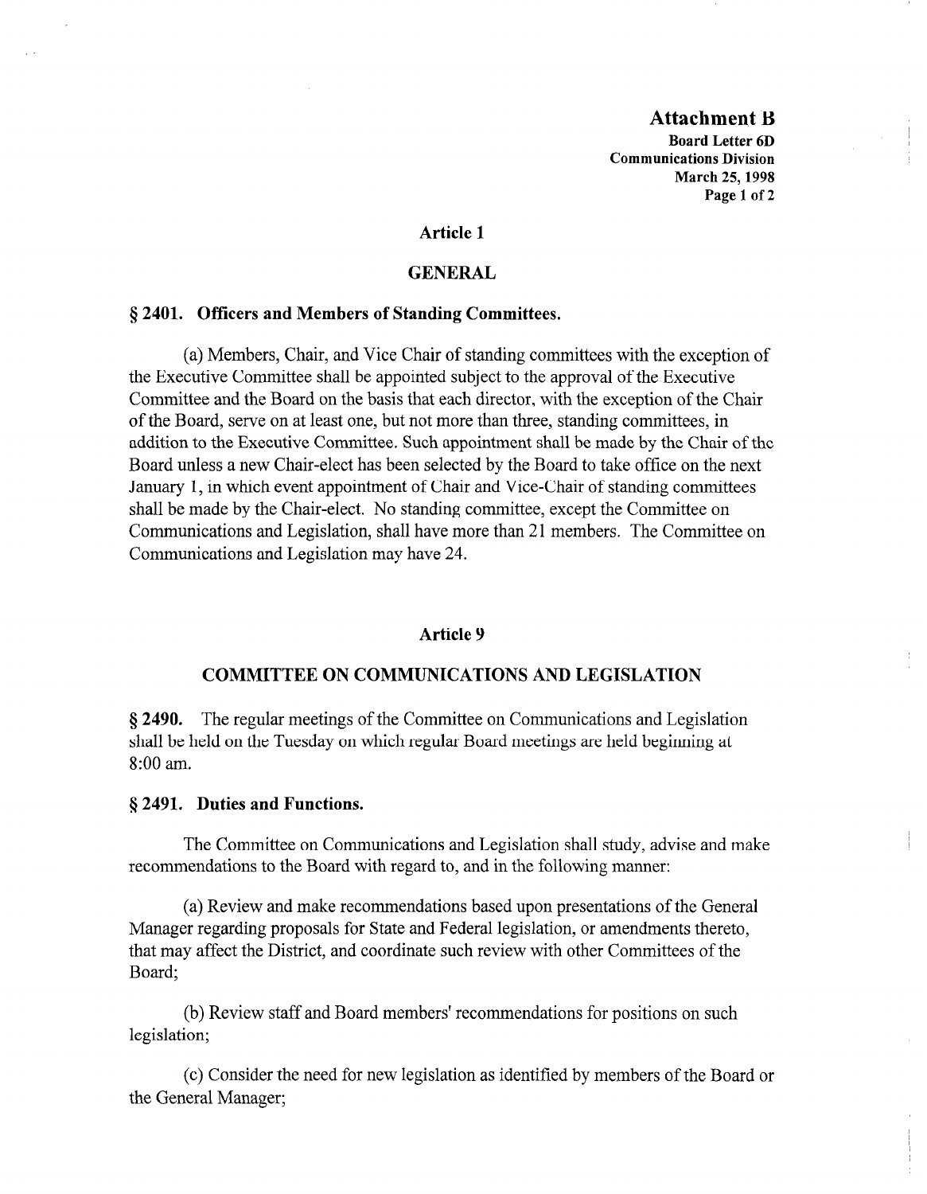**Attachment B**
**Board Letter 6D**
**Communications Division**
**March 25, 1998**

## Article 1

## GENERAL

### § 2401. Officers and Members of Standing Committees.

(a) Members, Chair, and Vice Chair of standing committees with the exception of the Executive Committee shall be appointed subject to the approval of the Executive Committee and the Board on the basis that each director, with the exception of the Chair of the Board, serve on at least one, but not more than three, standing committees, in addition to the Executive Committee. Such appointment shall be made by the Chair of the Board unless a new Chair-elect has been selected by the Board to take office on the next January 1, in which event appointment of Chair and Vice-Chair of standing committees shall be made by the Chair-elect. No standing committee, except the Committee on Communications and Legislation, shall have more than 21 members. The Committee on Communications and Legislation may have 24.

## Article 9

## COMMITTEE ON COMMUNICATIONS AND LEGISLATION

**§ 2490.** The regular meetings of the Committee on Communications and Legislation shall be held on the Tuesday on which regular Board meetings are held beginning at 8:00 am.

### § 2491. Duties and Functions.

The Committee on Communications and Legislation shall study, advise and make recommendations to the Board with regard to, and in the following manner:

(a) Review and make recommendations based upon presentations of the General Manager regarding proposals for State and Federal legislation, or amendments thereto, that may affect the District, and coordinate such review with other Committees of the Board;

(b) Review staff and Board members' recommendations for positions on such legislation;

(c) Consider the need for new legislation as identified by members of the Board or the General Manager;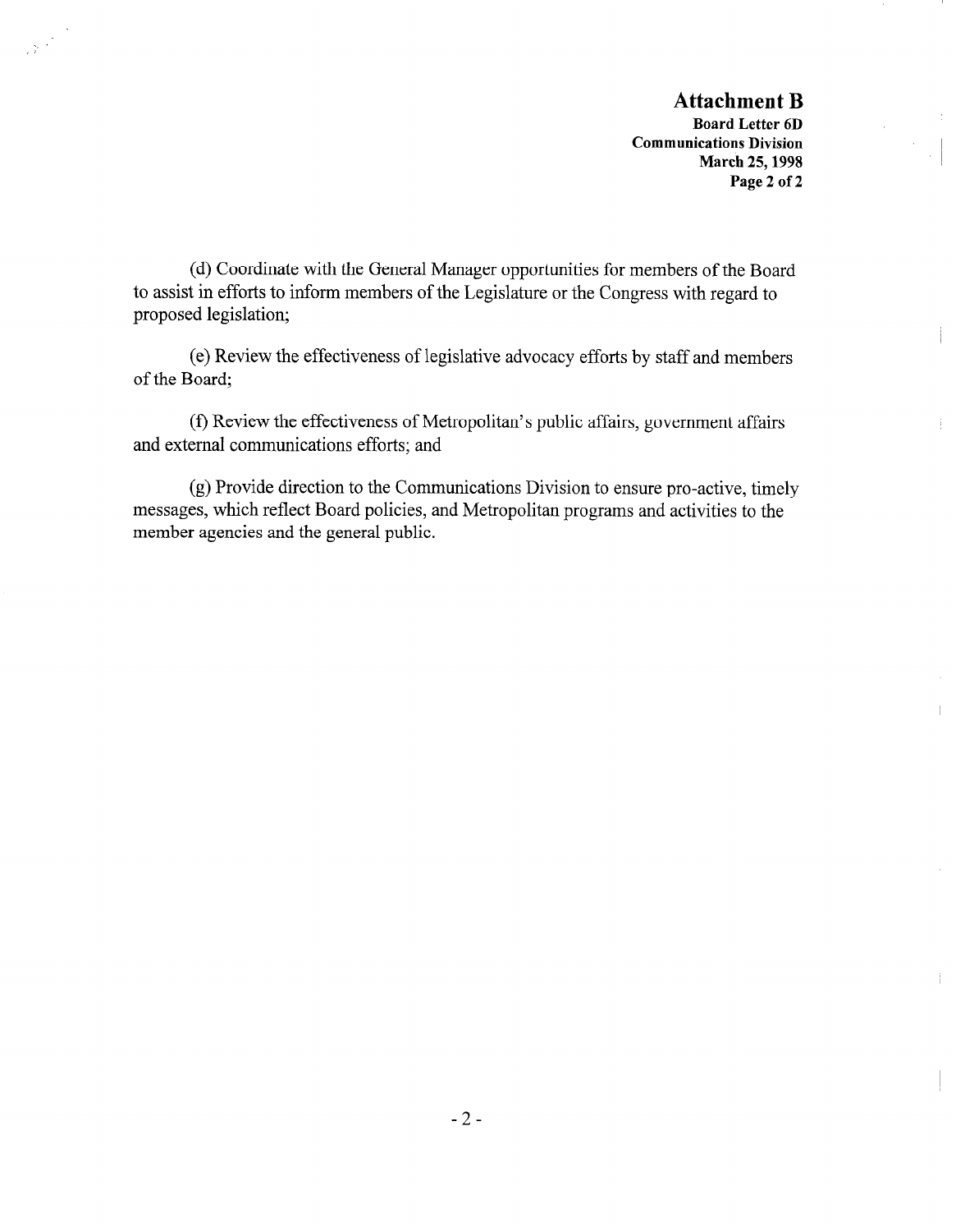**Attachment B**

**Board Letter 6D**
**Communications Division**
**March 25, 1998**

(d) Coordinate with the General Manager opportunities for members of the Board to assist in efforts to inform members of the Legislature or the Congress with regard to proposed legislation;

(e) Review the effectiveness of legislative advocacy efforts by staff and members of the Board;

(f) Review the effectiveness of Metropolitan's public affairs, government affairs and external communications efforts; and

(g) Provide direction to the Communications Division to ensure pro-active, timely messages, which reflect Board policies, and Metropolitan programs and activities to the member agencies and the general public.